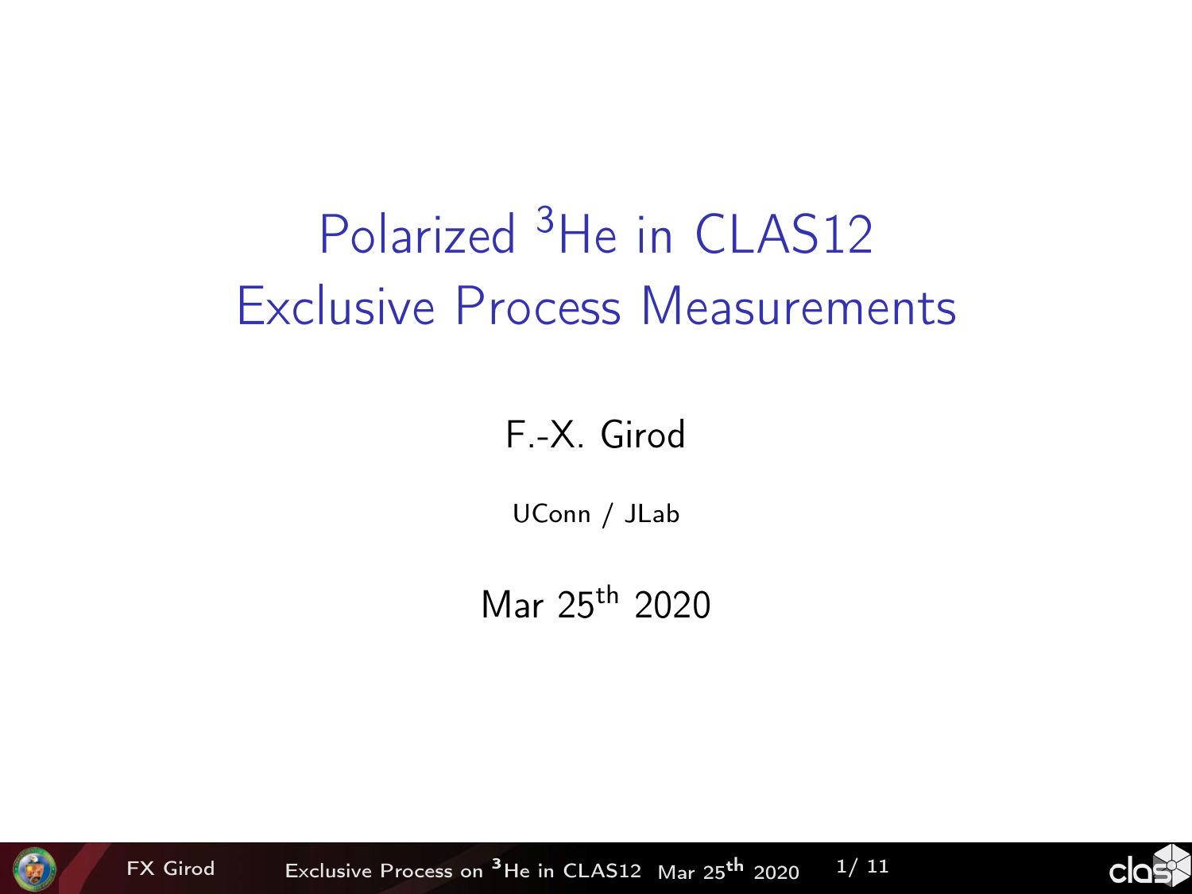# Polarized $^3$He in CLAS12 Exclusive Process Measurements

F.-X. Girod

UConn / JLab

Mar 25$^{th}$ 2020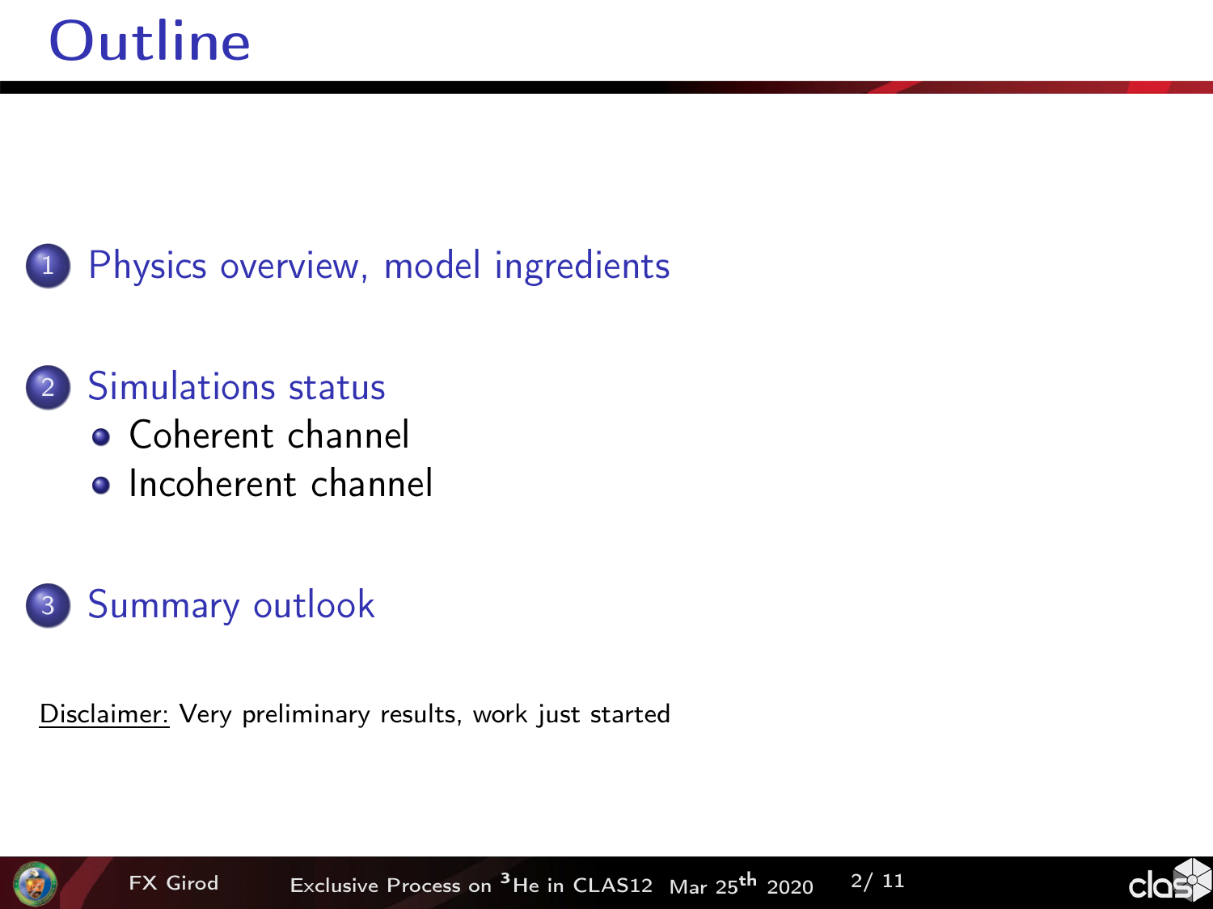# Outline

1. Physics overview, model ingredients
2. Simulations status
   - Coherent channel
   - Incoherent channel
3. Summary outlook

Disclaimer: Very preliminary results, work just started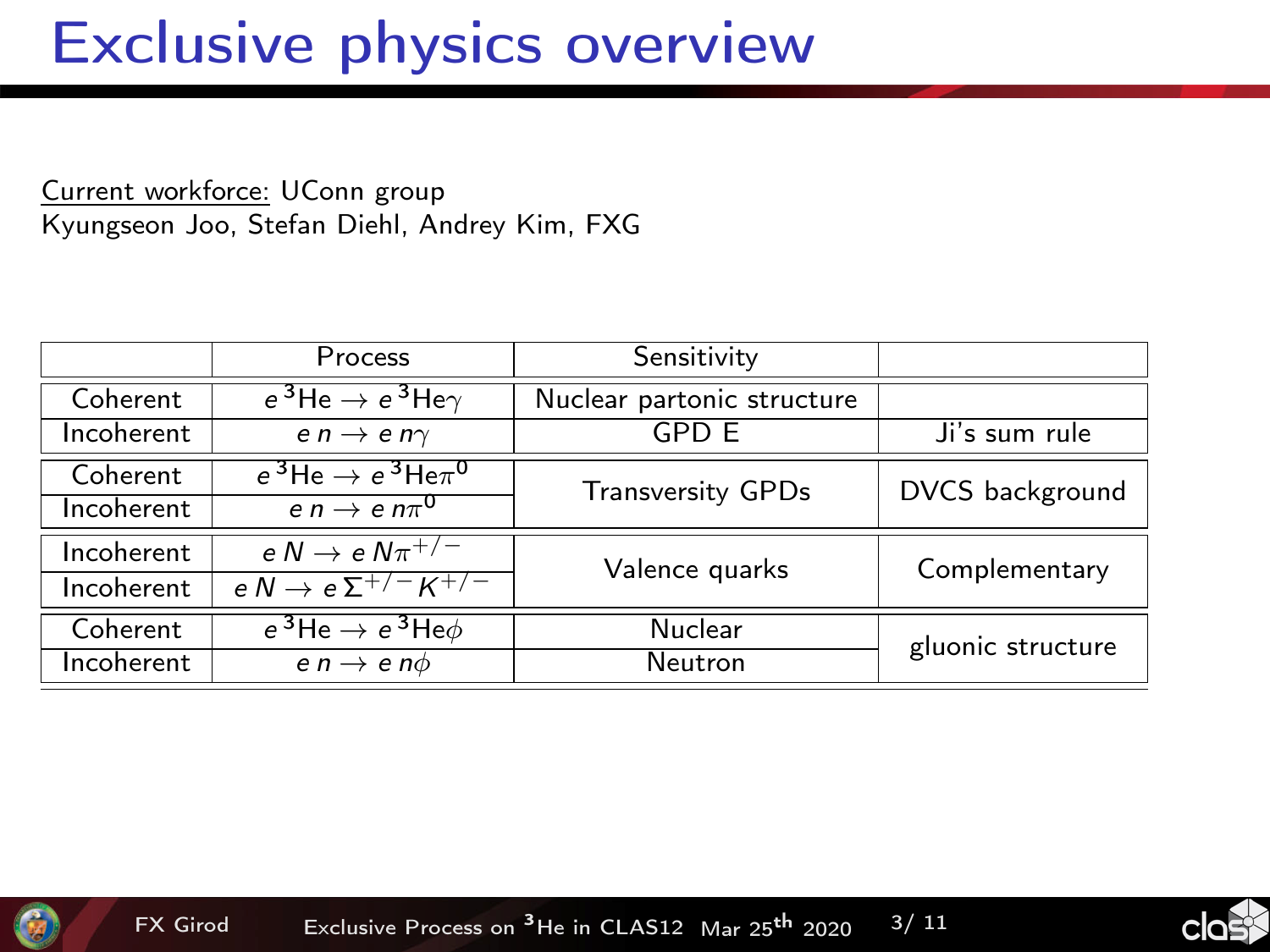# Exclusive physics overview

Current workforce: UConn group
Kyungseon Joo, Stefan Diehl, Andrey Kim, FXG

| | Process | Sensitivity | |
|---|---|---|---|
| Coherent | $e\,^3\text{He} \rightarrow e\,^3\text{He}\gamma$ | Nuclear partonic structure | |
| Incoherent | $e\,n \rightarrow e\,n\gamma$ | GPD E | Ji's sum rule |
| Coherent | $e\,^3\text{He} \rightarrow e\,^3\text{He}\pi^0$ | Transversity GPDs | DVCS background |
| Incoherent | $e\,n \rightarrow e\,n\pi^0$ | | |
| Incoherent | $e\,N \rightarrow e\,N\pi^{+/-}$ | Valence quarks | Complementary |
| Incoherent | $e\,N \rightarrow e\,\Sigma^{+/-}K^{+/-}$ | | |
| Coherent | $e\,^3\text{He} \rightarrow e\,^3\text{He}\phi$ | Nuclear | gluonic structure |
| Incoherent | $e\,n \rightarrow e\,n\phi$ | Neutron | |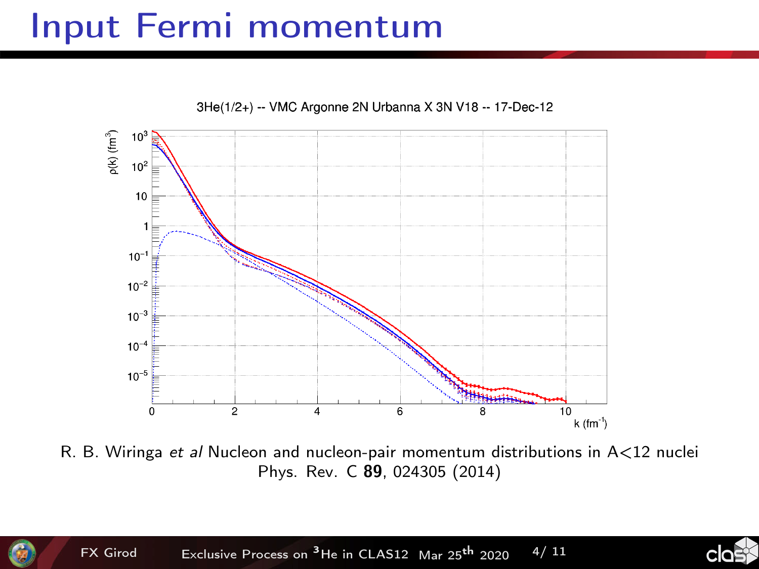# Input Fermi momentum

3He(1/2+) -- VMC Argonne 2N Urbanna X 3N V18 -- 17-Dec-12

R. B. Wiringa *et al* Nucleon and nucleon-pair momentum distributions in A<12 nuclei Phys. Rev. C **89**, 024305 (2014)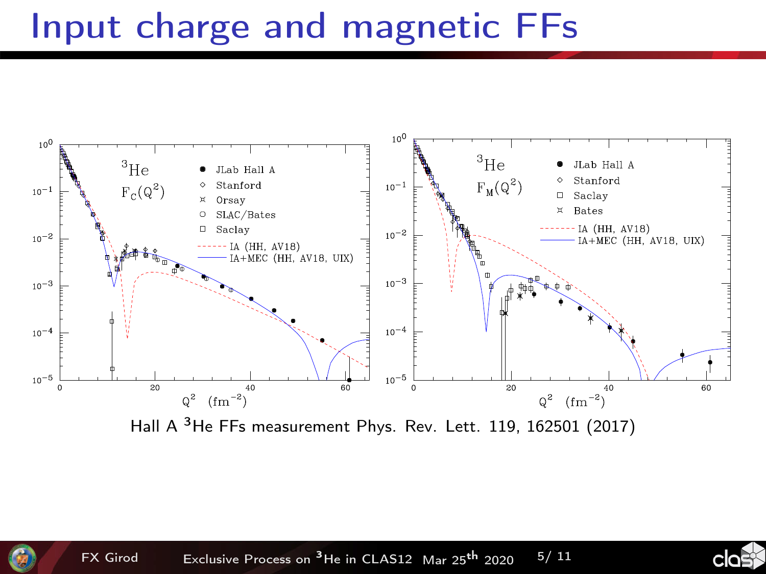# Input charge and magnetic FFs

Hall A $^3$He FFs measurement Phys. Rev. Lett. 119, 162501 (2017)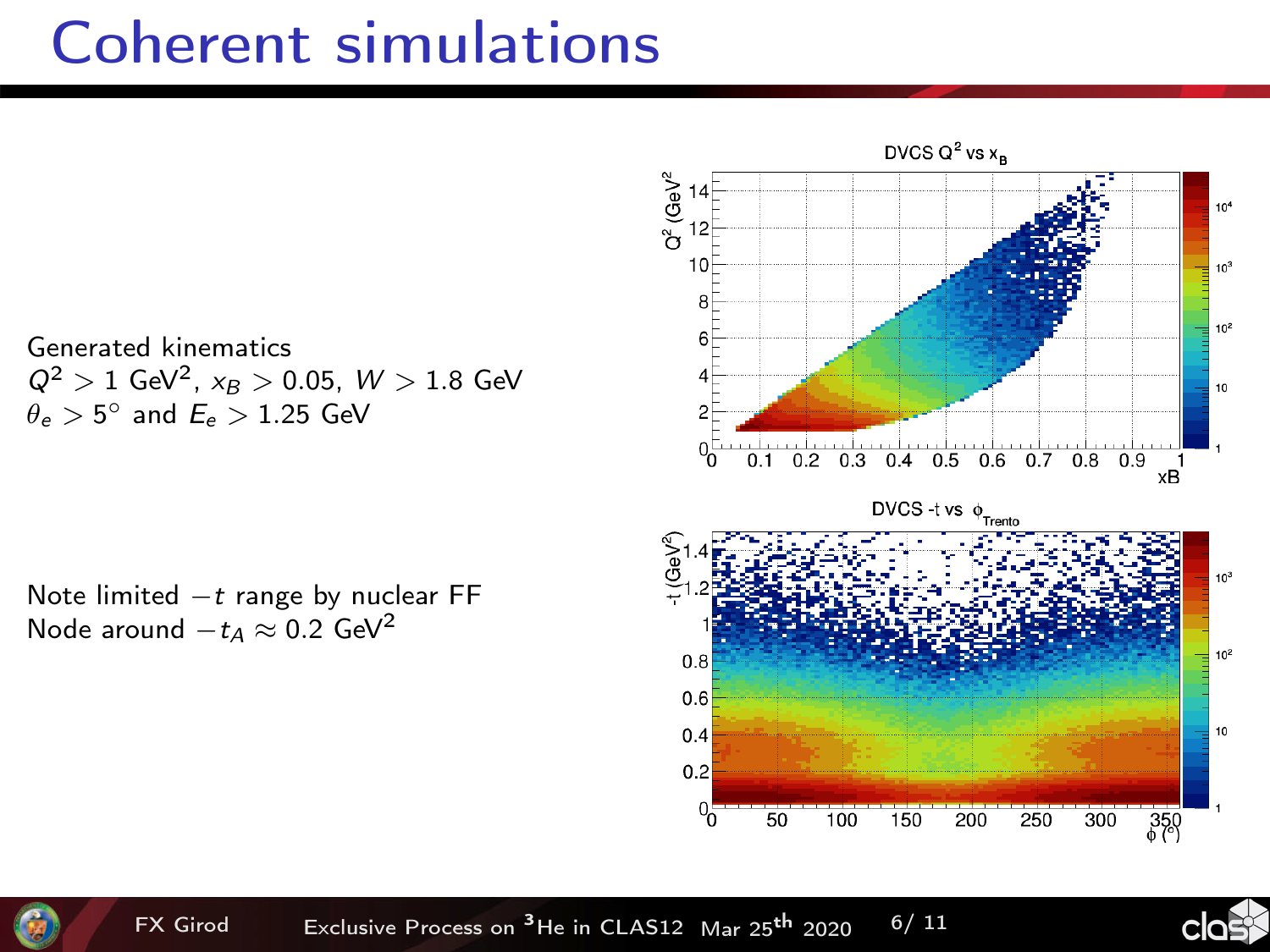# Coherent simulations

Generated kinematics
$Q^2 > 1$ GeV$^2$, $x_B > 0.05$, $W > 1.8$ GeV
$\theta_e > 5^\circ$ and $E_e > 1.25$ GeV

Note limited $-t$ range by nuclear FF
Node around $-t_A \approx 0.2$ GeV$^2$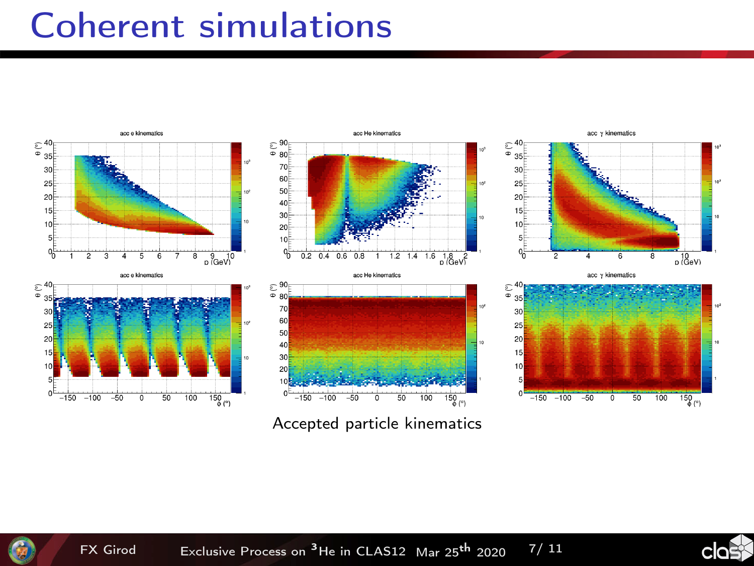# Coherent simulations

Accepted particle kinematics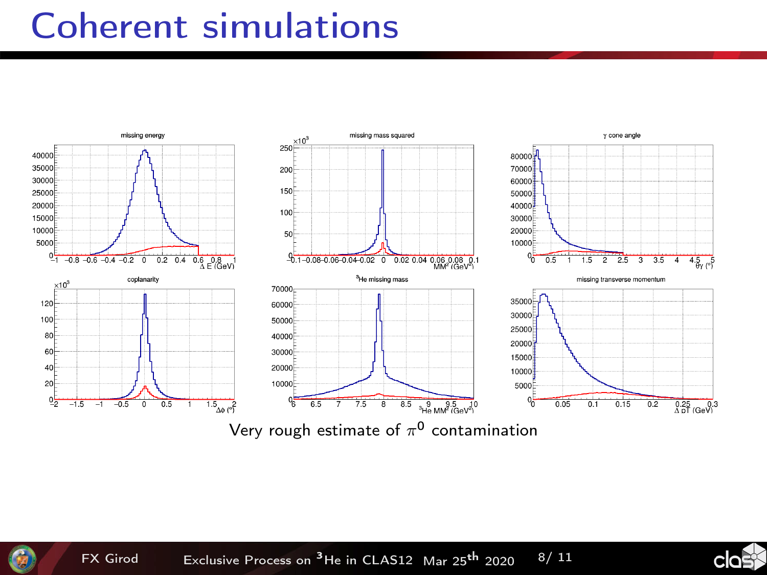# Coherent simulations

Very rough estimate of $\pi^0$ contamination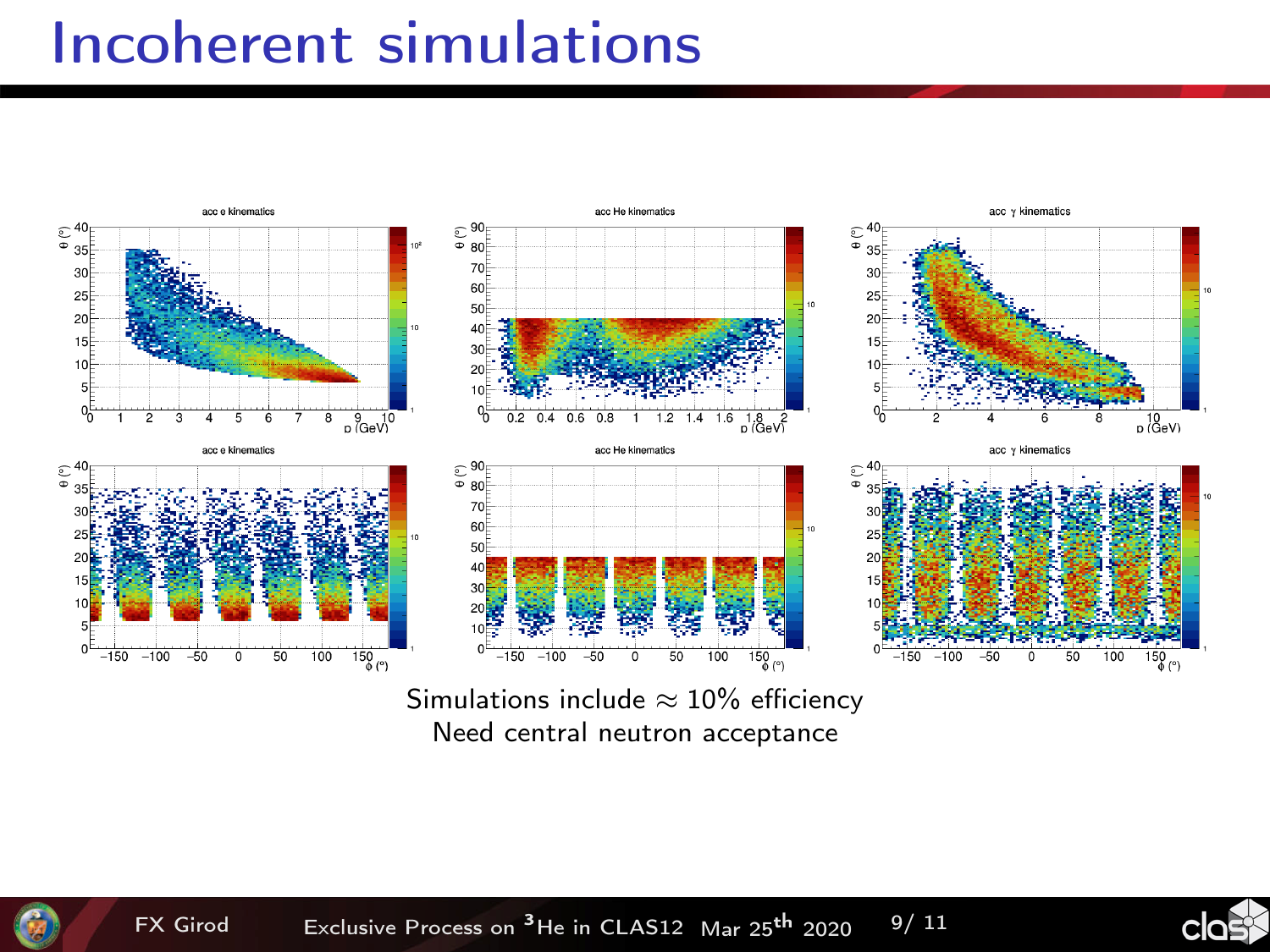# Incoherent simulations

Simulations include $\approx 10\%$ efficiency
Need central neutron acceptance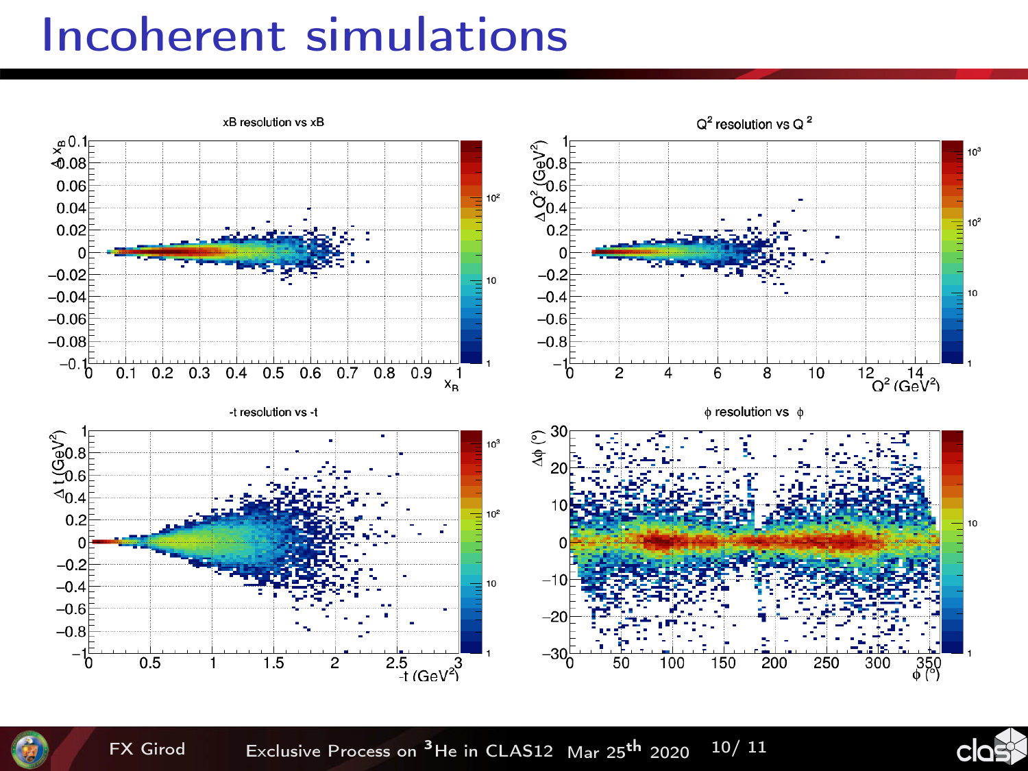# Incoherent simulations

xB resolution vs xB

$Q^2$ resolution vs $Q^2$

-t resolution vs -t

$\phi$ resolution vs $\phi$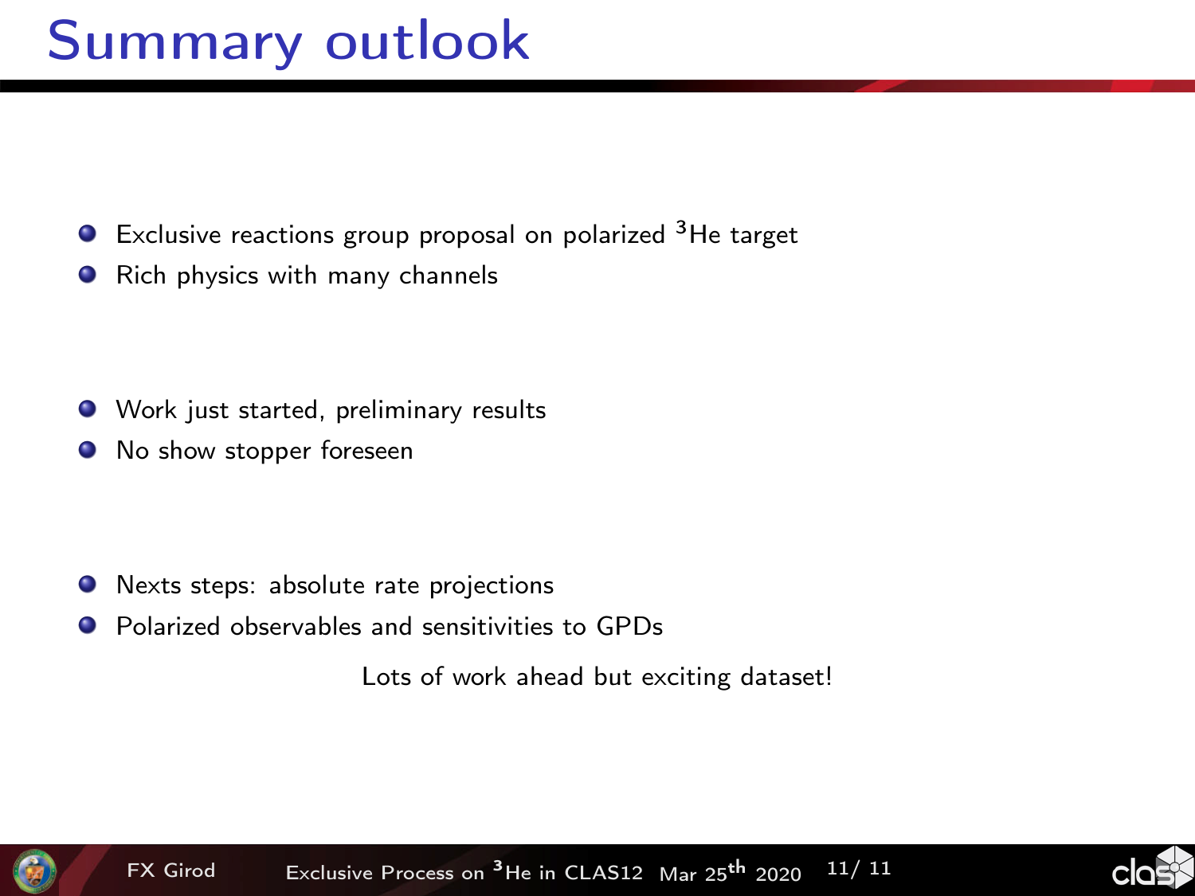# Summary outlook

- Exclusive reactions group proposal on polarized $^3$He target
- Rich physics with many channels

- Work just started, preliminary results
- No show stopper foreseen

- Nexts steps: absolute rate projections
- Polarized observables and sensitivities to GPDs

Lots of work ahead but exciting dataset!